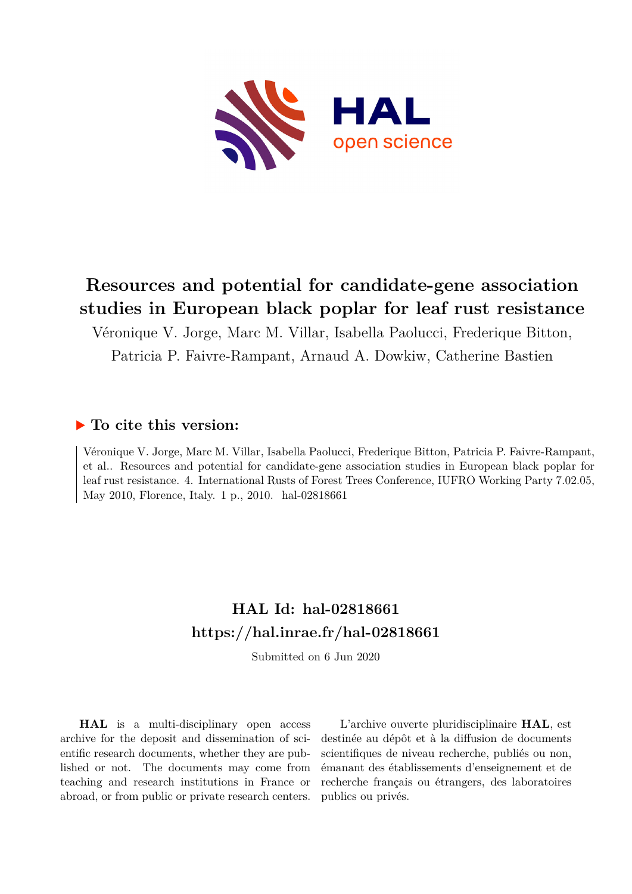# Resources and potential for candidate-gene association studies in European black poplar for leaf rust resistance

Véronique V. Jorge, Marc M. Villar, Isabella Paolucci, Frederique Bitton, Patricia P. Faivre-Rampant, Arnaud A. Dowkiw, Catherine Bastien

## ▶ To cite this version:

Véronique V. Jorge, Marc M. Villar, Isabella Paolucci, Frederique Bitton, Patricia P. Faivre-Rampant, et al.. Resources and potential for candidate-gene association studies in European black poplar for leaf rust resistance. 4. International Rusts of Forest Trees Conference, IUFRO Working Party 7.02.05, May 2010, Florence, Italy. 1 p., 2010. hal-02818661

## HAL Id: hal-02818661
## https://hal.inrae.fr/hal-02818661

Submitted on 6 Jun 2020

**HAL** is a multi-disciplinary open access archive for the deposit and dissemination of scientific research documents, whether they are published or not. The documents may come from teaching and research institutions in France or abroad, or from public or private research centers.

L'archive ouverte pluridisciplinaire **HAL**, est destinée au dépôt et à la diffusion de documents scientifiques de niveau recherche, publiés ou non, émanant des établissements d'enseignement et de recherche français ou étrangers, des laboratoires publics ou privés.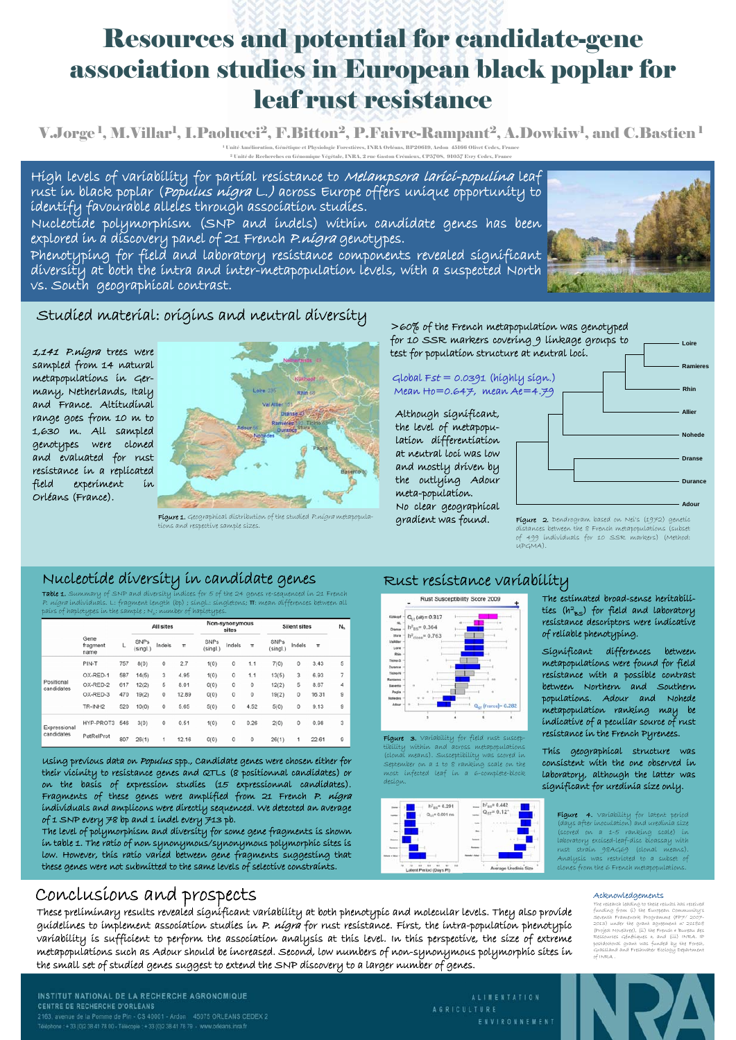# Resources and potential for candidate-gene association studies in European black poplar for leaf rust resistance

V.Jorge[1], M.Villar[1], I.Paolucci[2], F.Bitton[2], P.Faivre-Rampant[2], A.Dowkiw[1], and C.Bastien[1]

[1] Unité Amélioration, Génétique et Physiologie Forestières, INRA Orléans, BP20619, Ardon 45166 Olivet Cedex, France
[2] Unité de Recherches en Génomique Végétale, INRA, 2 rue Gaston Crémieux, CP5708, 91057 Evry Cedex, France

High levels of variability for partial resistance to *Melampsora larici-populina* leaf rust in black poplar (*Populus nigra* L.) across Europe offers unique opportunity to identify favourable alleles through association studies.
Nucleotide polymorphism (SNP and indels) within candidate genes has been explored in a discovery panel of 21 French *P.nigra* genotypes.
Phenotyping for field and laboratory resistance components revealed significant diversity at both the intra and inter-metapopulation levels, with a suspected North vs. South geographical contrast.

## Studied material: origins and neutral diversity

1,141 *P.nigra* trees were sampled from 14 natural metapopulations in Germany, Netherlands, Italy and France. Altitudinal range goes from 10 m to 1,630 m. All sampled genotypes were cloned and evaluated for rust resistance in a replicated field experiment in Orléans (France).

Figure 1. Geographical distribution of the studied *P.nigra* metapopulations and respective sample sizes.

>60% of the French metapopulation was genotyped for 10 SSR markers covering 9 linkage groups to test for population structure at neutral loci.

Global Fst = 0.0391 (highly sign.)
Mean Ho=0.647, mean Ae=4.79

Although significant, the level of metapopulation differentiation at neutral loci was low and mostly driven by the outlying Adour meta-population.
No clear geographical gradient was found.

Loire
Ramieres
Rhin
Allier
Nohede
Dranse
Durance
Adour

Figure 2. Dendrogram based on Nei's (1972) genetic distances between the 8 French metapopulations (subset of 499 individuals for 10 SSR markers) (Method: UPGMA).

## Nucleotide diversity in candidate genes

Table 1. Summary of SNP and diversity indices for 5 of the 24 genes re-sequenced in 21 French *P. nigra* individuals. L: fragment length (bp) ; singl.: singletons; π: mean differences between all pairs of haplotypes in the sample ; $N_h$: number of haplotypes.

| | Gene fragment name | L | All sites | | | Non-synonymous sites | | | Silent sites | | | $N_h$ |
|---|---|---|---|---|---|---|---|---|---|---|---|---|
| | | | SNPs (singl.) | Indels | π | SNPs (singl.) | Indels | π | SNPs (singl.) | Indels | π | |
| Positional candidates | PIN-T | 757 | 8(0) | 0 | 2.7 | 1(0) | 0 | 1.1 | 7(0) | 0 | 3.43 | 5 |
| | OX-RED-1 | 587 | 14(5) | 3 | 4.95 | 1(0) | 0 | 1.1 | 13(5) | 3 | 6.93 | 7 |
| | OX-RED-2 | 617 | 12(2) | 5 | 8.01 | 0(0) | 0 | 0 | 12(2) | 5 | 8.97 | 4 |
| | OX-RED-3 | 470 | 19(2) | 0 | 12.89 | 0(0) | 0 | 0 | 19(2) | 0 | 16.31 | 9 |
| | TR-INH2 | 520 | 10(0) | 0 | 5.65 | 5(0) | 0 | 4.52 | 5(0) | 0 | 9.13 | 9 |
| Expressional candidates | HYP-PROT3 | 546 | 3(0) | 0 | 0.51 | 1(0) | 0 | 0.26 | 2(0) | 0 | 0.98 | 3 |
| | PotRelProt | 807 | 26(1) | 1 | 12.16 | 0(0) | 0 | 0 | 26(1) | 1 | 22.61 | 9 |

Using previous data on *Populus* spp., Candidate genes were chosen either for their vicinity to resistance genes and QTLs (8 positionnal candidates) or on the basis of expression studies (15 expressionnal candidates). Fragments of these genes were amplified from 21 French *P. nigra* individuals and amplicons were directly sequenced. We detected an average of 1 SNP every 78 bp and 1 indel every 713 pb.
The level of polymorphism and diversity for some gene fragments is shown in table 1. The ratio of non synonymous/synonymous polymorphic sites is low. However, this ratio varied between gene fragments suggesting that these genes were not submitted to the same levels of selective constraints.

## Rust resistance variability

Rust Susceptibility Score 2009
$Q_{ST}$ (all) = 0.317
$h^2_{BS}$ = 0.364
$h^2_{clone}$ = 0.763
$Q_{ST}$ (France) = 0.282

Figure 3. Variability for field rust susceptibility within and across metapopulations (clonal means). Susceptibility was scored in September on a 1 to 8 ranking scale on the most infected leaf in a 6-complete-block design.

The estimated broad-sense heritabilities ($h^2_{BS}$) for field and laboratory resistance descriptors were indicative of reliable phenotyping.

Significant differences between metapopulations were found for field resistance with a possible contrast between Northern and Southern populations. Adour and Nohede metapopulation ranking may be indicative of a peculiar source of rust resistance in the French Pyrenees.

This geographical structure was consistent with the one observed in laboratory, although the latter was significant for uredinia size only.

$h^2_{BS}$ = 0.201
$Q_{ST}$ = 0.001 ns
Latent Period (Days PI)

$h^2_{BS}$ = 0.442
$Q_{ST}$ = 0.12*
Average Uredinia Size

Figure 4. Variability for latent period (days after inoculation) and uredinia size (scored on a 1-5 ranking scale) in laboratory excised-leaf-disc bioassay with rust strain 98AG69 (clonal means). Analysis was restricted to a subset of clones from the 6 French metapopulations.

## Conclusions and prospects

These preliminary results revealed significant variability at both phenotypic and molecular levels. They also provide guidelines to implement association studies in *P. nigra* for rust resistance. First, the intra-population phenotypic variability is sufficient to perform the association analysis at this level. In this perspective, the size of extreme metapopulations such as Adour should be increased. Second, low numbers of non-synonymous polymorphic sites in the small set of studied genes suggest to extend the SNP discovery to a larger number of genes.

### Acknowledgements

The research leading to these results has received funding from (i) the European Community's Seventh Framework Programme (FP7/ 2007-2013) under the grant agreement n° 211868 (Project Noveltree), (ii) the French « Bureau des Ressources Génétiques », and (iii) INRA. IP postdoctoral grant was funded by the Forest, Grassland and Freshwater Ecology Department of INRA.

INSTITUT NATIONAL DE LA RECHERCHE AGRONOMIQUE
CENTRE DE RECHERCHE D'ORLEANS
2163, avenue de la Pomme de Pin - CS 40001 - Ardon 45075 ORLEANS CEDEX 2
Téléphone : +33 (0)2 38 41 78 00 - Télécopie : +33 (0)2 38 41 78 79 - www.orleans.inra.fr

ALIMENTATION
AGRICULTURE
ENVIRONNEMENT